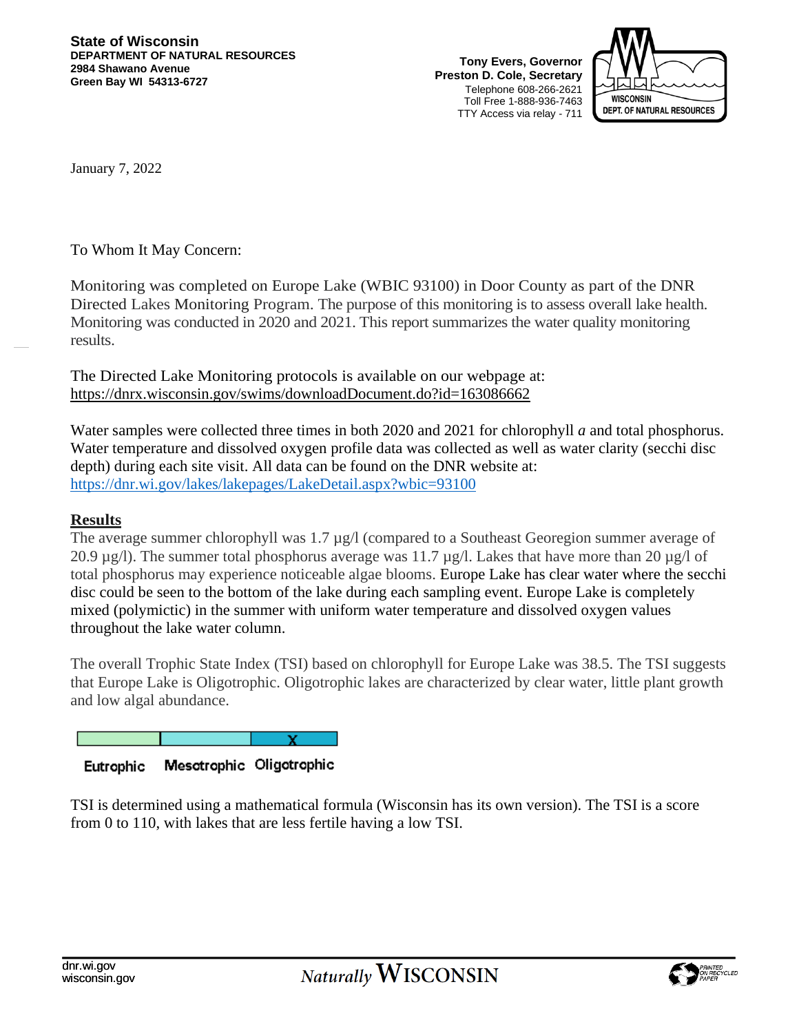**State of Wisconsin**
**DEPARTMENT OF NATURAL RESOURCES**
**2984 Shawano Avenue**
**Green Bay WI 54313-6727**

**Tony Evers, Governor**
**Preston D. Cole, Secretary**
Telephone 608-266-2621
Toll Free 1-888-936-7463
TTY Access via relay - 711

WISCONSIN DEPT. OF NATURAL RESOURCES

January 7, 2022

To Whom It May Concern:

Monitoring was completed on Europe Lake (WBIC 93100) in Door County as part of the DNR Directed Lakes Monitoring Program. The purpose of this monitoring is to assess overall lake health. Monitoring was conducted in 2020 and 2021. This report summarizes the water quality monitoring results.

The Directed Lake Monitoring protocols is available on our webpage at:
https://dnrx.wisconsin.gov/swims/downloadDocument.do?id=163086662

Water samples were collected three times in both 2020 and 2021 for chlorophyll *a* and total phosphorus. Water temperature and dissolved oxygen profile data was collected as well as water clarity (secchi disc depth) during each site visit. All data can be found on the DNR website at:
https://dnr.wi.gov/lakes/lakepages/LakeDetail.aspx?wbic=93100

## Results

The average summer chlorophyll was 1.7 µg/l (compared to a Southeast Georegion summer average of 20.9 µg/l). The summer total phosphorus average was 11.7 µg/l. Lakes that have more than 20 µg/l of total phosphorus may experience noticeable algae blooms. Europe Lake has clear water where the secchi disc could be seen to the bottom of the lake during each sampling event. Europe Lake is completely mixed (polymictic) in the summer with uniform water temperature and dissolved oxygen values throughout the lake water column.

The overall Trophic State Index (TSI) based on chlorophyll for Europe Lake was 38.5. The TSI suggests that Europe Lake is Oligotrophic. Oligotrophic lakes are characterized by clear water, little plant growth and low algal abundance.

| Eutrophic | Mesotrophic | Oligotrophic |
|---|---|---|
| | | X |

TSI is determined using a mathematical formula (Wisconsin has its own version). The TSI is a score from 0 to 110, with lakes that are less fertile having a low TSI.

dnr.wi.gov
wisconsin.gov

*Naturally* WISCONSIN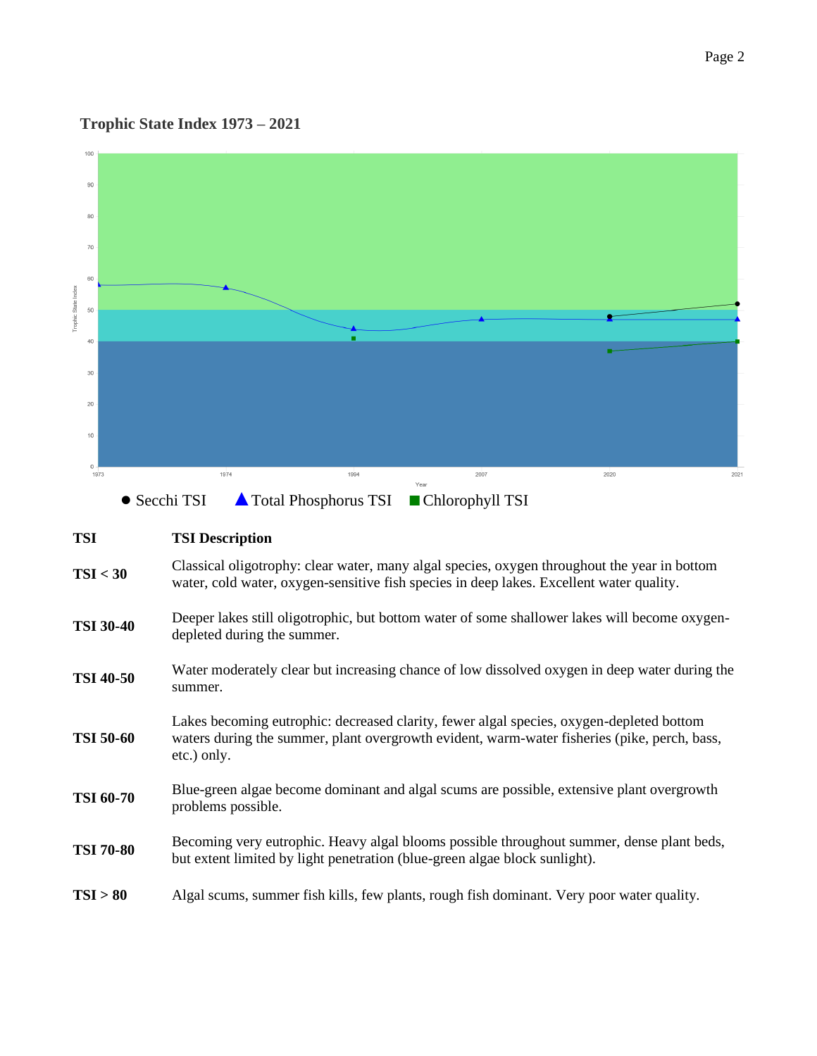**Trophic State Index 1973 – 2021**

● Secchi TSI ▲ Total Phosphorus TSI ■ Chlorophyll TSI

| TSI | TSI Description |
|---|---|
| **TSI < 30** | Classical oligotrophy: clear water, many algal species, oxygen throughout the year in bottom water, cold water, oxygen-sensitive fish species in deep lakes. Excellent water quality. |
| **TSI 30-40** | Deeper lakes still oligotrophic, but bottom water of some shallower lakes will become oxygen-depleted during the summer. |
| **TSI 40-50** | Water moderately clear but increasing chance of low dissolved oxygen in deep water during the summer. |
| **TSI 50-60** | Lakes becoming eutrophic: decreased clarity, fewer algal species, oxygen-depleted bottom waters during the summer, plant overgrowth evident, warm-water fisheries (pike, perch, bass, etc.) only. |
| **TSI 60-70** | Blue-green algae become dominant and algal scums are possible, extensive plant overgrowth problems possible. |
| **TSI 70-80** | Becoming very eutrophic. Heavy algal blooms possible throughout summer, dense plant beds, but extent limited by light penetration (blue-green algae block sunlight). |
| **TSI > 80** | Algal scums, summer fish kills, few plants, rough fish dominant. Very poor water quality. |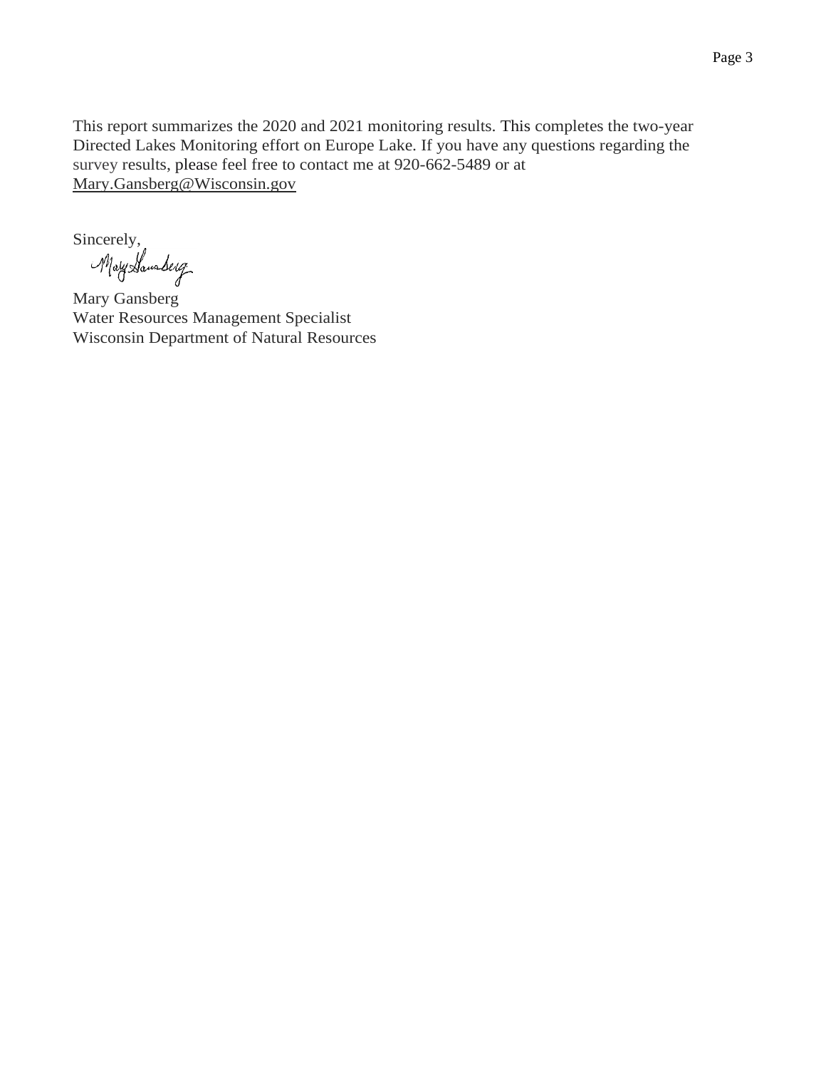This report summarizes the 2020 and 2021 monitoring results. This completes the two-year Directed Lakes Monitoring effort on Europe Lake. If you have any questions regarding the survey results, please feel free to contact me at 920-662-5489 or at Mary.Gansberg@Wisconsin.gov

Sincerely,

Mary Gansberg
Water Resources Management Specialist
Wisconsin Department of Natural Resources